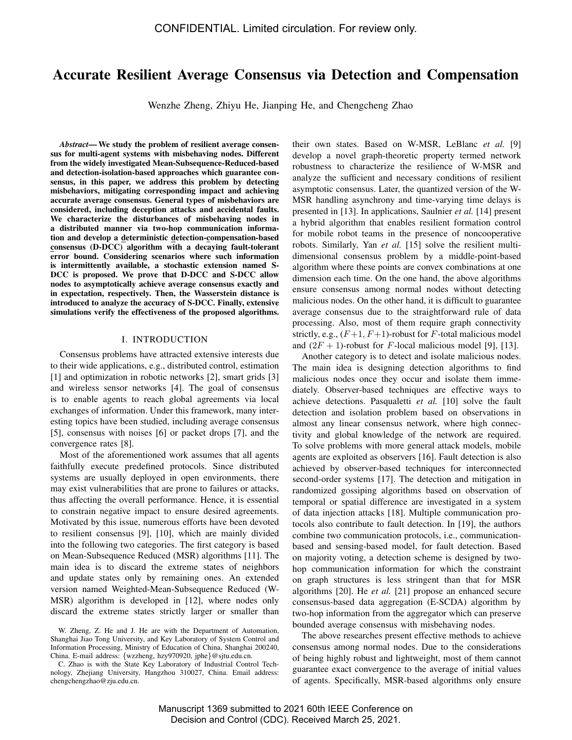# Accurate Resilient Average Consensus via Detection and Compensation

Wenzhe Zheng, Zhiyu He, Jianping He, and Chengcheng Zhao

***Abstract*— We study the problem of resilient average consensus for multi-agent systems with misbehaving nodes. Different from the widely investigated Mean-Subsequence-Reduced-based and detection-isolation-based approaches which guarantee consensus, in this paper, we address this problem by detecting misbehaviors, mitigating corresponding impact and achieving accurate average consensus. General types of misbehaviors are considered, including deception attacks and accidental faults. We characterize the disturbances of misbehaving nodes in a distributed manner via two-hop communication information and develop a deterministic detection-compensation-based consensus (D-DCC) algorithm with a decaying fault-tolerant error bound. Considering scenarios where such information is intermittently available, a stochastic extension named S-DCC is proposed. We prove that D-DCC and S-DCC allow nodes to asymptotically achieve average consensus exactly and in expectation, respectively. Then, the Wasserstein distance is introduced to analyze the accuracy of S-DCC. Finally, extensive simulations verify the effectiveness of the proposed algorithms.**

## I. INTRODUCTION

Consensus problems have attracted extensive interests due to their wide applications, e.g., distributed control, estimation [1] and optimization in robotic networks [2], smart grids [3] and wireless sensor networks [4]. The goal of consensus is to enable agents to reach global agreements via local exchanges of information. Under this framework, many interesting topics have been studied, including average consensus [5], consensus with noises [6] or packet drops [7], and the convergence rates [8].

Most of the aforementioned work assumes that all agents faithfully execute predefined protocols. Since distributed systems are usually deployed in open environments, there may exist vulnerabilities that are prone to failures or attacks, thus affecting the overall performance. Hence, it is essential to constrain negative impact to ensure desired agreements. Motivated by this issue, numerous efforts have been devoted to resilient consensus [9], [10], which are mainly divided into the following two categories. The first category is based on Mean-Subsequence Reduced (MSR) algorithms [11]. The main idea is to discard the extreme states of neighbors and update states only by remaining ones. An extended version named Weighted-Mean-Subsequence Reduced (W-MSR) algorithm is developed in [12], where nodes only discard the extreme states strictly larger or smaller than their own states. Based on W-MSR, LeBlanc *et al.* [9] develop a novel graph-theoretic property termed network robustness to characterize the resilience of W-MSR and analyze the sufficient and necessary conditions of resilient asymptotic consensus. Later, the quantized version of the W-MSR handling asynchrony and time-varying time delays is presented in [13]. In applications, Saulnier *et al.* [14] present a hybrid algorithm that enables resilient formation control for mobile robot teams in the presence of noncooperative robots. Similarly, Yan *et al.* [15] solve the resilient multi-dimensional consensus problem by a middle-point-based algorithm where these points are convex combinations at one dimension each time. On the one hand, the above algorithms ensure consensus among normal nodes without detecting malicious nodes. On the other hand, it is difficult to guarantee average consensus due to the straightforward rule of data processing. Also, most of them require graph connectivity strictly, e.g., $(F+1, F+1)$-robust for $F$-total malicious model and $(2F+1)$-robust for $F$-local malicious model [9], [13].

Another category is to detect and isolate malicious nodes. The main idea is designing detection algorithms to find malicious nodes once they occur and isolate them immediately. Observer-based techniques are effective ways to achieve detections. Pasqualetti *et al.* [10] solve the fault detection and isolation problem based on observations in almost any linear consensus network, where high connectivity and global knowledge of the network are required. To solve problems with more general attack models, mobile agents are exploited as observers [16]. Fault detection is also achieved by observer-based techniques for interconnected second-order systems [17]. The detection and mitigation in randomized gossiping algorithms based on observation of temporal or spatial difference are investigated in a system of data injection attacks [18]. Multiple communication protocols also contribute to fault detection. In [19], the authors combine two communication protocols, i.e., communication-based and sensing-based model, for fault detection. Based on majority voting, a detection scheme is designed by two-hop communication information for which the constraint on graph structures is less stringent than that for MSR algorithms [20]. He *et al.* [21] propose an enhanced secure consensus-based data aggregation (E-SCDA) algorithm by two-hop information from the aggregator which can preserve bounded average consensus with misbehaving nodes.

The above researches present effective methods to achieve consensus among normal nodes. Due to the considerations of being highly robust and lightweight, most of them cannot guarantee exact convergence to the average of initial values of agents. Specifically, MSR-based algorithms only ensure

W. Zheng, Z. He and J. He are with the Department of Automation, Shanghai Jiao Tong University, and Key Laboratory of System Control and Information Processing, Ministry of Education of China, Shanghai 200240, China. E-mail address: {wzzheng, hzy970920, jphe}@sjtu.edu.cn.

C. Zhao is with the State Key Laboratory of Industrial Control Technology, Zhejiang University, Hangzhou 310027, China. Email address: chengchengzhao@zju.edu.cn.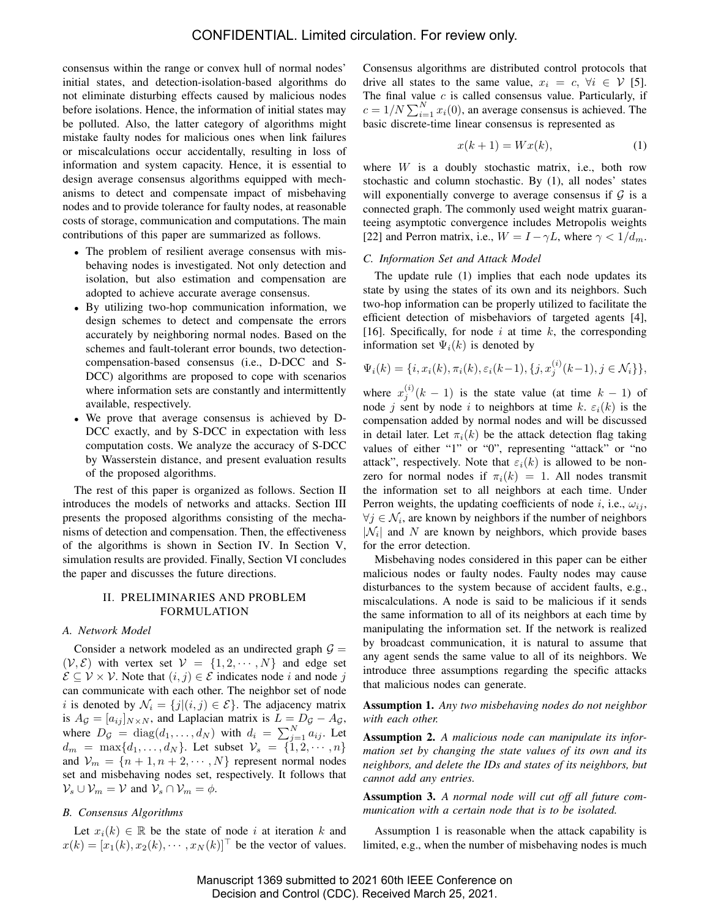consensus within the range or convex hull of normal nodes' initial states, and detection-isolation-based algorithms do not eliminate disturbing effects caused by malicious nodes before isolations. Hence, the information of initial states may be polluted. Also, the latter category of algorithms might mistake faulty nodes for malicious ones when link failures or miscalculations occur accidentally, resulting in loss of information and system capacity. Hence, it is essential to design average consensus algorithms equipped with mechanisms to detect and compensate impact of misbehaving nodes and to provide tolerance for faulty nodes, at reasonable costs of storage, communication and computations. The main contributions of this paper are summarized as follows.

- The problem of resilient average consensus with misbehaving nodes is investigated. Not only detection and isolation, but also estimation and compensation are adopted to achieve accurate average consensus.
- By utilizing two-hop communication information, we design schemes to detect and compensate the errors accurately by neighboring normal nodes. Based on the schemes and fault-tolerant error bounds, two detection-compensation-based consensus (i.e., D-DCC and S-DCC) algorithms are proposed to cope with scenarios where information sets are constantly and intermittently available, respectively.
- We prove that average consensus is achieved by D-DCC exactly, and by S-DCC in expectation with less computation costs. We analyze the accuracy of S-DCC by Wasserstein distance, and present evaluation results of the proposed algorithms.

The rest of this paper is organized as follows. Section II introduces the models of networks and attacks. Section III presents the proposed algorithms consisting of the mechanisms of detection and compensation. Then, the effectiveness of the algorithms is shown in Section IV. In Section V, simulation results are provided. Finally, Section VI concludes the paper and discusses the future directions.

## II. PRELIMINARIES AND PROBLEM FORMULATION

### A. Network Model

Consider a network modeled as an undirected graph $\mathcal{G} = (\mathcal{V}, \mathcal{E})$ with vertex set $\mathcal{V} = \{1, 2, \cdots, N\}$ and edge set $\mathcal{E} \subseteq \mathcal{V} \times \mathcal{V}$. Note that $(i, j) \in \mathcal{E}$ indicates node $i$ and node $j$ can communicate with each other. The neighbor set of node $i$ is denoted by $\mathcal{N}_i = \{j | (i, j) \in \mathcal{E}\}$. The adjacency matrix is $A_{\mathcal{G}} = [a_{ij}]_{N\times N}$, and Laplacian matrix is $L = D_{\mathcal{G}} - A_{\mathcal{G}}$, where $D_{\mathcal{G}} = \text{diag}(d_1, \ldots, d_N)$ with $d_i = \sum_{j=1}^{N} a_{ij}$. Let $d_m = \max\{d_1, \ldots, d_N\}$. Let subset $\mathcal{V}_s = \{1, 2, \cdots, n\}$ and $\mathcal{V}_m = \{n + 1, n + 2, \cdots, N\}$ represent normal nodes set and misbehaving nodes set, respectively. It follows that $\mathcal{V}_s \cup \mathcal{V}_m = \mathcal{V}$ and $\mathcal{V}_s \cap \mathcal{V}_m = \phi$.

### B. Consensus Algorithms

Let $x_i(k) \in \mathbb{R}$ be the state of node $i$ at iteration $k$ and $x(k) = [x_1(k), x_2(k), \cdots, x_N(k)]^\top$ be the vector of values. Consensus algorithms are distributed control protocols that drive all states to the same value, $x_i = c$, $\forall i \in \mathcal{V}$ [5]. The final value $c$ is called consensus value. Particularly, if $c = 1/N \sum_{i=1}^{N} x_i(0)$, an average consensus is achieved. The basic discrete-time linear consensus is represented as

$$x(k + 1) = W x(k), \tag{1}$$

where $W$ is a doubly stochastic matrix, i.e., both row stochastic and column stochastic. By (1), all nodes' states will exponentially converge to average consensus if $\mathcal{G}$ is a connected graph. The commonly used weight matrix guaranteeing asymptotic convergence includes Metropolis weights [22] and Perron matrix, i.e., $W = I - \gamma L$, where $\gamma < 1/d_m$.

### C. Information Set and Attack Model

The update rule (1) implies that each node updates its state by using the states of its own and its neighbors. Such two-hop information can be properly utilized to facilitate the efficient detection of misbehaviors of targeted agents [4], [16]. Specifically, for node $i$ at time $k$, the corresponding information set $\Psi_i(k)$ is denoted by

$$\Psi_i(k) = \{i, x_i(k), \pi_i(k), \varepsilon_i(k-1), \{j, x_j^{(i)}(k-1), j \in \mathcal{N}_i\}\},$$

where $x_j^{(i)}(k - 1)$ is the state value (at time $k - 1$) of node $j$ sent by node $i$ to neighbors at time $k$. $\varepsilon_i(k)$ is the compensation added by normal nodes and will be discussed in detail later. Let $\pi_i(k)$ be the attack detection flag taking values of either "1" or "0", representing "attack" or "no attack", respectively. Note that $\varepsilon_i(k)$ is allowed to be non-zero for normal nodes if $\pi_i(k) = 1$. All nodes transmit the information set to all neighbors at each time. Under Perron weights, the updating coefficients of node $i$, i.e., $\omega_{ij}$, $\forall j \in \mathcal{N}_i$, are known by neighbors if the number of neighbors $|\mathcal{N}_i|$ and $N$ are known by neighbors, which provide bases for the error detection.

Misbehaving nodes considered in this paper can be either malicious nodes or faulty nodes. Faulty nodes may cause disturbances to the system because of accident faults, e.g., miscalculations. A node is said to be malicious if it sends the same information to all of its neighbors at each time by manipulating the information set. If the network is realized by broadcast communication, it is natural to assume that any agent sends the same value to all of its neighbors. We introduce three assumptions regarding the specific attacks that malicious nodes can generate.

**Assumption 1.** *Any two misbehaving nodes do not neighbor with each other.*

**Assumption 2.** *A malicious node can manipulate its information set by changing the state values of its own and its neighbors, and delete the IDs and states of its neighbors, but cannot add any entries.*

**Assumption 3.** *A normal node will cut off all future communication with a certain node that is to be isolated.*

Assumption 1 is reasonable when the attack capability is limited, e.g., when the number of misbehaving nodes is much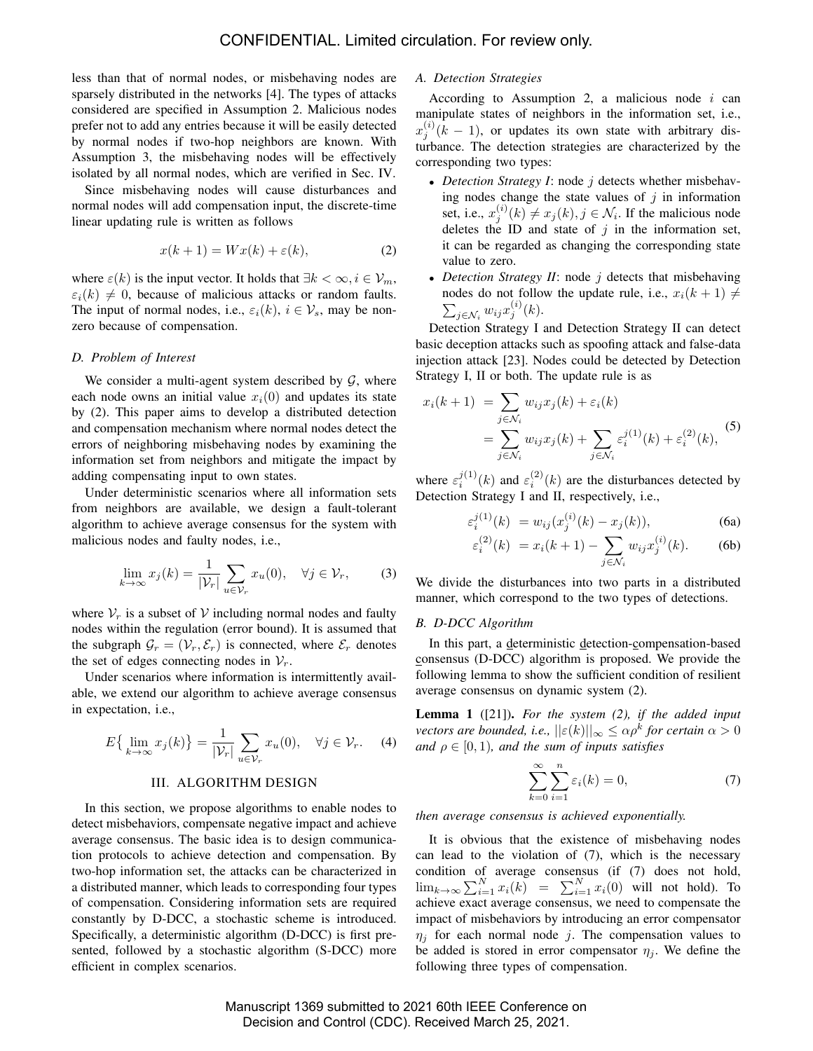less than that of normal nodes, or misbehaving nodes are sparsely distributed in the networks [4]. The types of attacks considered are specified in Assumption 2. Malicious nodes prefer not to add any entries because it will be easily detected by normal nodes if two-hop neighbors are known. With Assumption 3, the misbehaving nodes will be effectively isolated by all normal nodes, which are verified in Sec. IV.

Since misbehaving nodes will cause disturbances and normal nodes will add compensation input, the discrete-time linear updating rule is written as follows

$$x(k+1) = Wx(k) + \varepsilon(k), \tag{2}$$

where $\varepsilon(k)$ is the input vector. It holds that $\exists k < \infty, i \in \mathcal{V}_m$, $\varepsilon_i(k) \neq 0$, because of malicious attacks or random faults. The input of normal nodes, i.e., $\varepsilon_i(k)$, $i \in \mathcal{V}_s$, may be non-zero because of compensation.

### D. Problem of Interest

We consider a multi-agent system described by $\mathcal{G}$, where each node owns an initial value $x_i(0)$ and updates its state by (2). This paper aims to develop a distributed detection and compensation mechanism where normal nodes detect the errors of neighboring misbehaving nodes by examining the information set from neighbors and mitigate the impact by adding compensating input to own states.

Under deterministic scenarios where all information sets from neighbors are available, we design a fault-tolerant algorithm to achieve average consensus for the system with malicious nodes and faulty nodes, i.e.,

$$\lim_{k\to\infty} x_j(k) = \frac{1}{|\mathcal{V}_r|}\sum_{u\in\mathcal{V}_r} x_u(0), \quad \forall j \in \mathcal{V}_r, \tag{3}$$

where $\mathcal{V}_r$ is a subset of $\mathcal{V}$ including normal nodes and faulty nodes within the regulation (error bound). It is assumed that the subgraph $\mathcal{G}_r = (\mathcal{V}_r, \mathcal{E}_r)$ is connected, where $\mathcal{E}_r$ denotes the set of edges connecting nodes in $\mathcal{V}_r$.

Under scenarios where information is intermittently available, we extend our algorithm to achieve average consensus in expectation, i.e.,

$$E\big\{\lim_{k\to\infty} x_j(k)\big\} = \frac{1}{|\mathcal{V}_r|}\sum_{u\in\mathcal{V}_r} x_u(0), \quad \forall j \in \mathcal{V}_r. \tag{4}$$

## III. ALGORITHM DESIGN

In this section, we propose algorithms to enable nodes to detect misbehaviors, compensate negative impact and achieve average consensus. The basic idea is to design communication protocols to achieve detection and compensation. By two-hop information set, the attacks can be characterized in a distributed manner, which leads to corresponding four types of compensation. Considering information sets are required constantly by D-DCC, a stochastic scheme is introduced. Specifically, a deterministic algorithm (D-DCC) is first presented, followed by a stochastic algorithm (S-DCC) more efficient in complex scenarios.

### A. Detection Strategies

According to Assumption 2, a malicious node $i$ can manipulate states of neighbors in the information set, i.e., $x_j^{(i)}(k-1)$, or updates its own state with arbitrary disturbance. The detection strategies are characterized by the corresponding two types:

- *Detection Strategy I*: node $j$ detects whether misbehaving nodes change the state values of $j$ in information set, i.e., $x_j^{(i)}(k) \neq x_j(k), j \in \mathcal{N}_i$. If the malicious node deletes the ID and state of $j$ in the information set, it can be regarded as changing the corresponding state value to zero.
- *Detection Strategy II*: node $j$ detects that misbehaving nodes do not follow the update rule, i.e., $x_i(k+1) \neq \sum_{j\in\mathcal{N}_i} w_{ij} x_j^{(i)}(k)$.

Detection Strategy I and Detection Strategy II can detect basic deception attacks such as spoofing attack and false-data injection attack [23]. Nodes could be detected by Detection Strategy I, II or both. The update rule is as

$$\begin{aligned} x_i(k+1) &= \sum_{j\in\mathcal{N}_i} w_{ij}x_j(k) + \varepsilon_i(k) \\ &= \sum_{j\in\mathcal{N}_i} w_{ij}x_j(k) + \sum_{j\in\mathcal{N}_i} \varepsilon_i^{j(1)}(k) + \varepsilon_i^{(2)}(k), \end{aligned} \tag{5}$$

where $\varepsilon_i^{j(1)}(k)$ and $\varepsilon_i^{(2)}(k)$ are the disturbances detected by Detection Strategy I and II, respectively, i.e.,

$$\varepsilon_i^{j(1)}(k) = w_{ij}(x_j^{(i)}(k) - x_j(k)), \tag{6a}$$

$$\varepsilon_i^{(2)}(k) = x_i(k+1) - \sum_{j\in\mathcal{N}_i} w_{ij}x_j^{(i)}(k). \tag{6b}$$

We divide the disturbances into two parts in a distributed manner, which correspond to the two types of detections.

### B. D-DCC Algorithm

In this part, a deterministic detection-compensation-based consensus (D-DCC) algorithm is proposed. We provide the following lemma to show the sufficient condition of resilient average consensus on dynamic system (2).

**Lemma 1** ([21]). *For the system (2), if the added input vectors are bounded, i.e., $||\varepsilon(k)||_\infty \leq \alpha\rho^k$ for certain $\alpha > 0$ and $\rho \in [0, 1)$, and the sum of inputs satisfies*

$$\sum_{k=0}^{\infty}\sum_{i=1}^{n} \varepsilon_i(k) = 0, \tag{7}$$

*then average consensus is achieved exponentially.*

It is obvious that the existence of misbehaving nodes can lead to the violation of (7), which is the necessary condition of average consensus (if (7) does not hold, $\lim_{k\to\infty}\sum_{i=1}^{N} x_i(k) = \sum_{i=1}^{N} x_i(0)$ will not hold). To achieve exact average consensus, we need to compensate the impact of misbehaviors by introducing an error compensator $\eta_j$ for each normal node $j$. The compensation values to be added is stored in error compensator $\eta_j$. We define the following three types of compensation.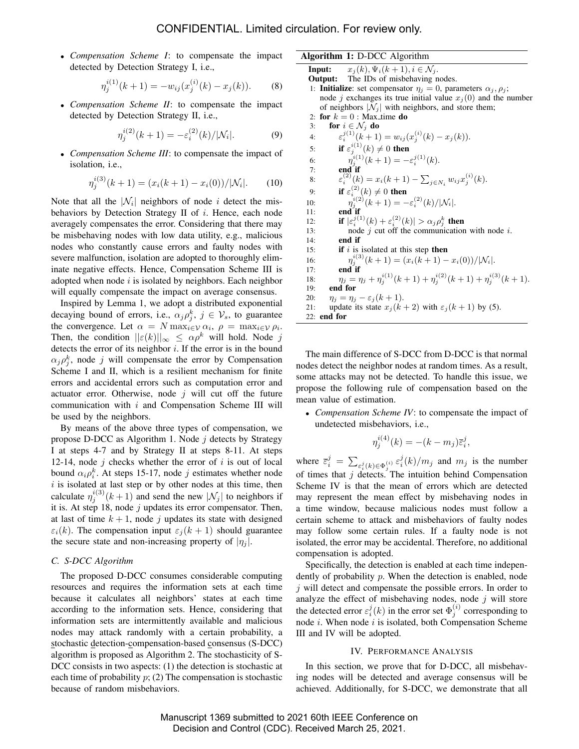- *Compensation Scheme I*: to compensate the impact detected by Detection Strategy I, i.e.,

$$\eta_j^{i(1)}(k+1) = -w_{ij}(x_j^{(i)}(k) - x_j(k)). \tag{8}$$

- *Compensation Scheme II*: to compensate the impact detected by Detection Strategy II, i.e.,

$$\eta_j^{i(2)}(k+1) = -\varepsilon_i^{(2)}(k)/|\mathcal{N}_i|. \tag{9}$$

- *Compensation Scheme III*: to compensate the impact of isolation, i.e.,

$$\eta_j^{i(3)}(k+1) = (x_i(k+1) - x_i(0))/|\mathcal{N}_i|. \tag{10}$$

Note that all the $|\mathcal{N}_i|$ neighbors of node $i$ detect the misbehaviors by Detection Strategy II of $i$. Hence, each node averagely compensates the error. Considering that there may be misbehaving nodes with low data utility, e.g., malicious nodes who constantly cause errors and faulty nodes with severe malfunction, isolation are adopted to thoroughly eliminate negative effects. Hence, Compensation Scheme III is adopted when node $i$ is isolated by neighbors. Each neighbor will equally compensate the impact on average consensus.

Inspired by Lemma 1, we adopt a distributed exponential decaying bound of errors, i.e., $\alpha_j \rho_j^k$, $j \in \mathcal{V}_s$, to guarantee the convergence. Let $\alpha = N \max_{i \in \mathcal{V}} \alpha_i$, $\rho = \max_{i \in \mathcal{V}} \rho_i$. Then, the condition $||\varepsilon(k)||_\infty \leq \alpha \rho^k$ will hold. Node $j$ detects the error of its neighbor $i$. If the error is in the bound $\alpha_j \rho_j^k$, node $j$ will compensate the error by Compensation Scheme I and II, which is a resilient mechanism for finite errors and accidental errors such as computation error and actuator error. Otherwise, node $j$ will cut off the future communication with $i$ and Compensation Scheme III will be used by the neighbors.

By means of the above three types of compensation, we propose D-DCC as Algorithm 1. Node $j$ detects by Strategy I at steps 4-7 and by Strategy II at steps 8-11. At steps 12-14, node $j$ checks whether the error of $i$ is out of local bound $\alpha_i \rho_i^k$. At steps 15-17, node $j$ estimates whether node $i$ is isolated at last step or by other nodes at this time, then calculate $\eta_j^{i(3)}(k+1)$ and send the new $|\mathcal{N}_j|$ to neighbors if it is. At step 18, node $j$ updates its error compensator. Then, at last of time $k+1$, node $j$ updates its state with designed $\varepsilon_i(k)$. The compensation input $\varepsilon_j(k+1)$ should guarantee the secure state and non-increasing property of $|\eta_j|$.

**Algorithm 1:** D-DCC Algorithm

**Input:** $x_j(k), \Psi_i(k+1), i \in \mathcal{N}_j$.
**Output:** The IDs of misbehaving nodes.

1: **Initialize**: set compensator $\eta_j = 0$, parameters $\alpha_j, \rho_j$; node $j$ exchanges its true initial value $x_j(0)$ and the number of neighbors $|\mathcal{N}_j|$ with neighbors, and store them;
2: **for** $k = 0$ : Max_time **do**
3: &nbsp;&nbsp;**for** $i \in \mathcal{N}_j$ **do**
4: &nbsp;&nbsp;&nbsp;&nbsp;$\varepsilon_i^{j(1)}(k+1) = w_{ij}(x_j^{(i)}(k) - x_j(k))$.
5: &nbsp;&nbsp;&nbsp;&nbsp;**if** $\varepsilon_j^{i(1)}(k) \neq 0$ **then**
6: &nbsp;&nbsp;&nbsp;&nbsp;&nbsp;&nbsp;$\eta_j^{i(1)}(k+1) = -\varepsilon_i^{j(1)}(k)$.
7: &nbsp;&nbsp;&nbsp;&nbsp;**end if**
8: &nbsp;&nbsp;&nbsp;&nbsp;$\varepsilon_i^{(2)}(k) = x_i(k+1) - \sum_{j \in N_i} w_{ij} x_j^{(i)}(k)$.
9: &nbsp;&nbsp;&nbsp;&nbsp;**if** $\varepsilon_i^{(2)}(k) \neq 0$ **then**
10: &nbsp;&nbsp;&nbsp;&nbsp;&nbsp;&nbsp;$\eta_j^{i(2)}(k+1) = -\varepsilon_i^{(2)}(k)/|\mathcal{N}_i|$.
11: &nbsp;&nbsp;&nbsp;&nbsp;**end if**
12: &nbsp;&nbsp;&nbsp;&nbsp;**if** $|\varepsilon_i^{j(1)}(k) + \varepsilon_i^{(2)}(k)| > \alpha_j \rho_j^k$ **then**
13: &nbsp;&nbsp;&nbsp;&nbsp;&nbsp;&nbsp;node $j$ cut off the communication with node $i$.
14: &nbsp;&nbsp;&nbsp;&nbsp;**end if**
15: &nbsp;&nbsp;&nbsp;&nbsp;**if** $i$ is isolated at this step **then**
16: &nbsp;&nbsp;&nbsp;&nbsp;&nbsp;&nbsp;$\eta_j^{i(3)}(k+1) = (x_i(k+1) - x_i(0))/|\mathcal{N}_i|$.
17: &nbsp;&nbsp;&nbsp;&nbsp;**end if**
18: &nbsp;&nbsp;&nbsp;&nbsp;$\eta_j = \eta_j + \eta_j^{i(1)}(k+1) + \eta_j^{i(2)}(k+1) + \eta_j^{i(3)}(k+1)$.
19: &nbsp;&nbsp;**end for**
20: &nbsp;&nbsp;$\eta_j = \eta_j - \varepsilon_j(k+1)$.
21: &nbsp;&nbsp;update its state $x_j(k+2)$ with $\varepsilon_j(k+1)$ by (5).
22: **end for**

### C. S-DCC Algorithm

The proposed D-DCC consumes considerable computing resources and requires the information sets at each time because it calculates all neighbors' states at each time according to the information sets. Hence, considering that information sets are intermittently available and malicious nodes may attack randomly with a certain probability, a stochastic detection-compensation-based consensus (S-DCC) algorithm is proposed as Algorithm 2. The stochasticity of S-DCC consists in two aspects: (1) the detection is stochastic at each time of probability $p$; (2) The compensation is stochastic because of random misbehaviors.

The main difference of S-DCC from D-DCC is that normal nodes detect the neighbor nodes at random times. As a result, some attacks may not be detected. To handle this issue, we propose the following rule of compensation based on the mean value of estimation.

- *Compensation Scheme IV*: to compensate the impact of undetected misbehaviors, i.e.,

$$\eta_j^{i(4)}(k) = -(k - m_j)\overline{\varepsilon}_i^j,$$

where $\overline{\varepsilon}_i^j = \sum_{\varepsilon_i^j(k) \in \Phi_j^{(i)}} \varepsilon_i^j(k)/m_j$ and $m_j$ is the number of times that $j$ detects. The intuition behind Compensation Scheme IV is that the mean of errors which are detected may represent the mean effect by misbehaving nodes in a time window, because malicious nodes must follow a certain scheme to attack and misbehaviors of faulty nodes may follow some certain rules. If a faulty node is not isolated, the error may be accidental. Therefore, no additional compensation is adopted.

Specifically, the detection is enabled at each time independently of probability $p$. When the detection is enabled, node $j$ will detect and compensate the possible errors. In order to analyze the effect of misbehaving nodes, node $j$ will store the detected error $\varepsilon_i^j(k)$ in the error set $\Phi_j^{(i)}$ corresponding to node $i$. When node $i$ is isolated, both Compensation Scheme III and IV will be adopted.

## IV. Performance Analysis

In this section, we prove that for D-DCC, all misbehaving nodes will be detected and average consensus will be achieved. Additionally, for S-DCC, we demonstrate that all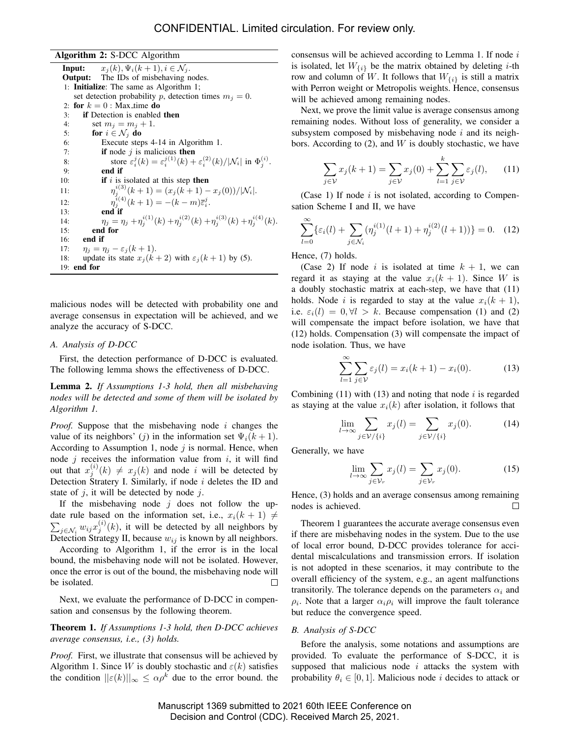**Algorithm 2:** S-DCC Algorithm

```
Input:   x_j(k), Ψ_i(k+1), i ∈ N_j.
Output:  The IDs of misbehaving nodes.
 1: Initialize: The same as Algorithm 1;
    set detection probability p, detection times m_j = 0.
 2: for k = 0 : Max_time do
 3:   if Detection is enabled then
 4:     set m_j = m_j + 1.
 5:     for i ∈ N_j do
 6:       Execute steps 4-14 in Algorithm 1.
 7:       if node j is malicious then
 8:         store ε_i^j(k) = ε_i^{j(1)}(k) + ε_i^{(2)}(k)/|N_i| in Φ_j^{(i)}.
 9:       end if
10:       if i is isolated at this step then
11:         η_j^{i(3)}(k+1) = (x_j(k+1) − x_j(0))/|N_i|.
12:         η_j^{i(4)}(k+1) = −(k − m) ε̄_i^j.
13:       end if
14:       η_j = η_j + η_j^{i(1)}(k) + η_j^{i(2)}(k) + η_j^{i(3)}(k) + η_j^{i(4)}(k).
15:     end for
16:   end if
17:   η_j = η_j − ε_j(k+1).
18:   update its state x_j(k+2) with ε_j(k+1) by (5).
19: end for
```

malicious nodes will be detected with probability one and average consensus in expectation will be achieved, and we analyze the accuracy of S-DCC.

### A. Analysis of D-DCC

First, the detection performance of D-DCC is evaluated. The following lemma shows the effectiveness of D-DCC.

**Lemma 2.** *If Assumptions 1-3 hold, then all misbehaving nodes will be detected and some of them will be isolated by Algorithm 1.*

*Proof.* Suppose that the misbehaving node $i$ changes the value of its neighbors' ($j$) in the information set $\Psi_i(k+1)$. According to Assumption 1, node $j$ is normal. Hence, when node $j$ receives the information value from $i$, it will find out that $x_j^{(i)}(k) \neq x_j(k)$ and node $i$ will be detected by Detection Stratery I. Similarly, if node $i$ deletes the ID and state of $j$, it will be detected by node $j$.

If the misbehaving node $j$ does not follow the update rule based on the information set, i.e., $x_i(k+1) \neq \sum_{j\in\mathcal{N}_i} w_{ij} x_j^{(i)}(k)$, it will be detected by all neighbors by Detection Strategy II, because $w_{ij}$ is known by all neighbors.

According to Algorithm 1, if the error is in the local bound, the misbehaving node will not be isolated. However, once the error is out of the bound, the misbehaving node will be isolated. □

Next, we evaluate the performance of D-DCC in compensation and consensus by the following theorem.

**Theorem 1.** *If Assumptions 1-3 hold, then D-DCC achieves average consensus, i.e., (3) holds.*

*Proof.* First, we illustrate that consensus will be achieved by Algorithm 1. Since $W$ is doubly stochastic and $\varepsilon(k)$ satisfies the condition $||\varepsilon(k)||_\infty \leq \alpha\rho^k$ due to the error bound. the consensus will be achieved according to Lemma 1. If node $i$ is isolated, let $W_{\{i\}}$ be the matrix obtained by deleting $i$-th row and column of $W$. It follows that $W_{\{i\}}$ is still a matrix with Perron weight or Metropolis weights. Hence, consensus will be achieved among remaining nodes.

Next, we prove the limit value is average consensus among remaining nodes. Without loss of generality, we consider a subsystem composed by misbehaving node $i$ and its neighbors. According to (2), and $W$ is doubly stochastic, we have

$$\sum_{j\in\mathcal{V}} x_j(k+1) = \sum_{j\in\mathcal{V}} x_j(0) + \sum_{l=1}^{k}\sum_{j\in\mathcal{V}} \varepsilon_j(l), \quad (11)$$

(Case 1) If node $i$ is not isolated, according to Compensation Scheme I and II, we have

$$\sum_{l=0}^{\infty}\{\varepsilon_i(l) + \sum_{j\in\mathcal{N}_i}(\eta_j^{i(1)}(l+1) + \eta_j^{i(2)}(l+1))\} = 0. \quad (12)$$

Hence, (7) holds.

(Case 2) If node $i$ is isolated at time $k+1$, we can regard it as staying at the value $x_i(k+1)$. Since $W$ is a doubly stochastic matrix at each-step, we have that (11) holds. Node $i$ is regarded to stay at the value $x_i(k+1)$, i.e. $\varepsilon_i(l) = 0, \forall l > k$. Because compensation (1) and (2) will compensate the impact before isolation, we have that (12) holds. Compensation (3) will compensate the impact of node isolation. Thus, we have

$$\sum_{l=1}^{\infty}\sum_{j\in\mathcal{V}} \varepsilon_j(l) = x_i(k+1) - x_i(0). \quad (13)$$

Combining (11) with (13) and noting that node $i$ is regarded as staying at the value $x_i(k)$ after isolation, it follows that

$$\lim_{l\to\infty}\sum_{j\in\mathcal{V}/\{i\}} x_j(l) = \sum_{j\in\mathcal{V}/\{i\}} x_j(0). \quad (14)$$

Generally, we have

$$\lim_{l\to\infty}\sum_{j\in\mathcal{V}_r} x_j(l) = \sum_{j\in\mathcal{V}_r} x_j(0). \quad (15)$$

Hence, (3) holds and an average consensus among remaining nodes is achieved. □

Theorem 1 guarantees the accurate average consensus even if there are misbehaving nodes in the system. Due to the use of local error bound, D-DCC provides tolerance for accidental miscalculations and transmission errors. If isolation is not adopted in these scenarios, it may contribute to the overall efficiency of the system, e.g., an agent malfunctions transitorily. The tolerance depends on the parameters $\alpha_i$ and $\rho_i$. Note that a larger $\alpha_i\rho_i$ will improve the fault tolerance but reduce the convergence speed.

### B. Analysis of S-DCC

Before the analysis, some notations and assumptions are provided. To evaluate the performance of S-DCC, it is supposed that malicious node $i$ attacks the system with probability $\theta_i \in [0,1]$. Malicious node $i$ decides to attack or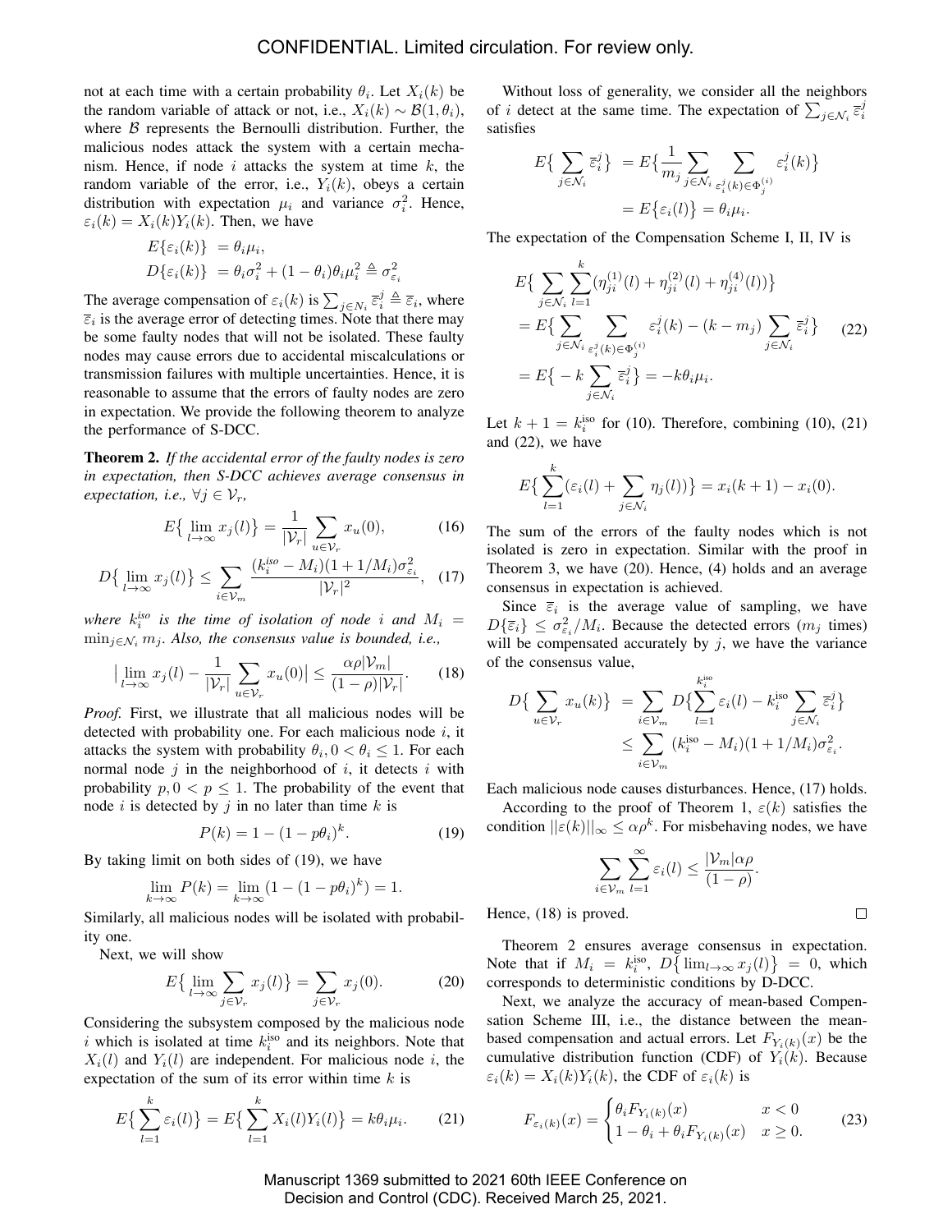not at each time with a certain probability $\theta_i$. Let $X_i(k)$ be the random variable of attack or not, i.e., $X_i(k) \sim \mathcal{B}(1, \theta_i)$, where $\mathcal{B}$ represents the Bernoulli distribution. Further, the malicious nodes attack the system with a certain mechanism. Hence, if node $i$ attacks the system at time $k$, the random variable of the error, i.e., $Y_i(k)$, obeys a certain distribution with expectation $\mu_i$ and variance $\sigma_i^2$. Hence, $\varepsilon_i(k) = X_i(k)Y_i(k)$. Then, we have

$$
\begin{aligned}
E\{\varepsilon_i(k)\} &= \theta_i \mu_i, \\
D\{\varepsilon_i(k)\} &= \theta_i \sigma_i^2 + (1-\theta_i)\theta_i \mu_i^2 \triangleq \sigma_{\varepsilon_i}^2
\end{aligned}
$$

The average compensation of $\varepsilon_i(k)$ is $\sum_{j \in N_i} \overline{\varepsilon}_i^j \triangleq \overline{\varepsilon}_i$, where $\overline{\varepsilon}_i$ is the average error of detecting times. Note that there may be some faulty nodes that will not be isolated. These faulty nodes may cause errors due to accidental miscalculations or transmission failures with multiple uncertainties. Hence, it is reasonable to assume that the errors of faulty nodes are zero in expectation. We provide the following theorem to analyze the performance of S-DCC.

**Theorem 2.** *If the accidental error of the faulty nodes is zero in expectation, then S-DCC achieves average consensus in expectation, i.e., $\forall j \in \mathcal{V}_r$,*

$$
E\big\{\lim_{l\to\infty} x_j(l)\big\} = \frac{1}{|\mathcal{V}_r|}\sum_{u\in\mathcal{V}_r} x_u(0), \tag{16}
$$

$$
D\big\{\lim_{l\to\infty} x_j(l)\big\} \leq \sum_{i\in\mathcal{V}_m} \frac{(k_i^{iso} - M_i)(1 + 1/M_i)\sigma_{\varepsilon_i}^2}{|\mathcal{V}_r|^2}, \tag{17}
$$

*where $k_i^{iso}$ is the time of isolation of node $i$ and $M_i = \min_{j\in\mathcal{N}_i} m_j$. Also, the consensus value is bounded, i.e.,*

$$
\big|\lim_{l\to\infty} x_j(l) - \frac{1}{|\mathcal{V}_r|}\sum_{u\in\mathcal{V}_r} x_u(0)\big| \leq \frac{\alpha\rho|\mathcal{V}_m|}{(1-\rho)|\mathcal{V}_r|}. \tag{18}
$$

*Proof.* First, we illustrate that all malicious nodes will be detected with probability one. For each malicious node $i$, it attacks the system with probability $\theta_i, 0 < \theta_i \leq 1$. For each normal node $j$ in the neighborhood of $i$, it detects $i$ with probability $p, 0 < p \leq 1$. The probability of the event that node $i$ is detected by $j$ in no later than time $k$ is

$$
P(k) = 1 - (1 - p\theta_i)^k. \tag{19}
$$

By taking limit on both sides of (19), we have

$$
\lim_{k\to\infty} P(k) = \lim_{k\to\infty}(1 - (1-p\theta_i)^k) = 1.
$$

Similarly, all malicious nodes will be isolated with probability one.

Next, we will show

$$
E\big\{\lim_{l\to\infty}\sum_{j\in\mathcal{V}_r} x_j(l)\big\} = \sum_{j\in\mathcal{V}_r} x_j(0). \tag{20}
$$

Considering the subsystem composed by the malicious node $i$ which is isolated at time $k_i^{\text{iso}}$ and its neighbors. Note that $X_i(l)$ and $Y_i(l)$ are independent. For malicious node $i$, the expectation of the sum of its error within time $k$ is

$$
E\big\{\sum_{l=1}^{k}\varepsilon_i(l)\big\} = E\big\{\sum_{l=1}^{k} X_i(l)Y_i(l)\big\} = k\theta_i\mu_i. \tag{21}
$$

Without loss of generality, we consider all the neighbors of $i$ detect at the same time. The expectation of $\sum_{j\in\mathcal{N}_i}\overline{\varepsilon}_i^j$ satisfies

$$
\begin{aligned}
E\big\{\sum_{j\in\mathcal{N}_i}\overline{\varepsilon}_i^j\big\} &= E\big\{\frac{1}{m_j}\sum_{j\in\mathcal{N}_i}\sum_{\varepsilon_i^j(k)\in\Phi_j^{(i)}}\varepsilon_i^j(k)\big\} \\
&= E\big\{\varepsilon_i(l)\big\} = \theta_i\mu_i.
\end{aligned}
$$

The expectation of the Compensation Scheme I, II, IV is

$$
\begin{aligned}
&E\big\{\sum_{j\in\mathcal{N}_i}\sum_{l=1}^{k}(\eta_{ji}^{(1)}(l) + \eta_{ji}^{(2)}(l) + \eta_{ji}^{(4)}(l))\big\} \\
&= E\big\{\sum_{j\in\mathcal{N}_i}\sum_{\varepsilon_i^j(k)\in\Phi_j^{(i)}}\varepsilon_i^j(k) - (k - m_j)\sum_{j\in\mathcal{N}_i}\overline{\varepsilon}_i^j\big\} \\
&= E\big\{-k\sum_{j\in\mathcal{N}_i}\overline{\varepsilon}_i^j\big\} = -k\theta_i\mu_i.
\end{aligned} \tag{22}
$$

Let $k+1 = k_i^{\text{iso}}$ for (10). Therefore, combining (10), (21) and (22), we have

$$
E\big\{\sum_{l=1}^{k}(\varepsilon_i(l) + \sum_{j\in\mathcal{N}_i}\eta_j(l))\big\} = x_i(k+1) - x_i(0).
$$

The sum of the errors of the faulty nodes which is not isolated is zero in expectation. Similar with the proof in Theorem 3, we have (20). Hence, (4) holds and an average consensus in expectation is achieved.

Since $\overline{\varepsilon}_i$ is the average value of sampling, we have $D\{\overline{\varepsilon}_i\} \leq \sigma_{\varepsilon_i}^2/M_i$. Because the detected errors ($m_j$ times) will be compensated accurately by $j$, we have the variance of the consensus value,

$$
\begin{aligned}
D\big\{\sum_{u\in\mathcal{V}_r} x_u(k)\big\} &= \sum_{i\in\mathcal{V}_m} D\big\{\sum_{l=1}^{k_i^{\text{iso}}}\varepsilon_i(l) - k_i^{\text{iso}}\sum_{j\in\mathcal{N}_i}\overline{\varepsilon}_i^j\big\} \\
&\leq \sum_{i\in\mathcal{V}_m}(k_i^{\text{iso}} - M_i)(1 + 1/M_i)\sigma_{\varepsilon_i}^2.
\end{aligned}
$$

Each malicious node causes disturbances. Hence, (17) holds.

According to the proof of Theorem 1, $\varepsilon(k)$ satisfies the condition $||\varepsilon(k)||_\infty \leq \alpha\rho^k$. For misbehaving nodes, we have

$$
\sum_{i\in\mathcal{V}_m}\sum_{l=1}^{\infty}\varepsilon_i(l) \leq \frac{|\mathcal{V}_m|\alpha\rho}{(1-\rho)}.
$$

Hence, (18) is proved. □

Theorem 2 ensures average consensus in expectation. Note that if $M_i = k_i^{\text{iso}}$, $D\big\{\lim_{l\to\infty} x_j(l)\big\} = 0$, which corresponds to deterministic conditions by D-DCC.

Next, we analyze the accuracy of mean-based Compensation Scheme III, i.e., the distance between the mean-based compensation and actual errors. Let $F_{Y_i(k)}(x)$ be the cumulative distribution function (CDF) of $Y_i(k)$. Because $\varepsilon_i(k) = X_i(k)Y_i(k)$, the CDF of $\varepsilon_i(k)$ is

$$
F_{\varepsilon_i(k)}(x) = \begin{cases} \theta_i F_{Y_i(k)}(x) & x < 0 \\ 1 - \theta_i + \theta_i F_{Y_i(k)}(x) & x \geq 0. \end{cases} \tag{23}
$$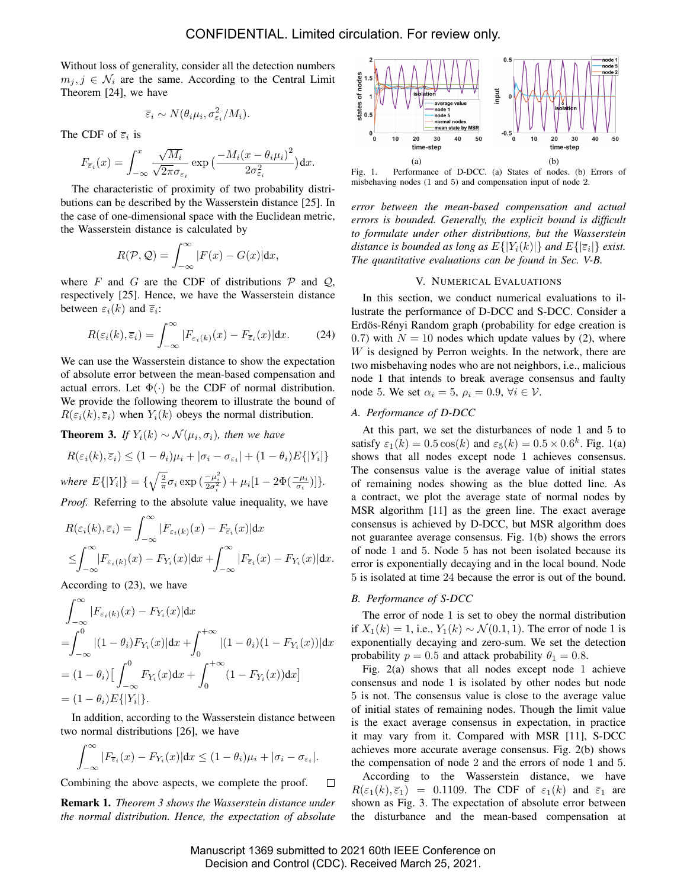Without loss of generality, consider all the detection numbers $m_j, j \in \mathcal{N}_i$ are the same. According to the Central Limit Theorem [24], we have

$$\overline{\varepsilon}_i \sim N(\theta_i \mu_i, \sigma^2_{\varepsilon_i}/M_i).$$

The CDF of $\overline{\varepsilon}_i$ is

$$F_{\overline{\varepsilon}_i}(x) = \int_{-\infty}^{x} \frac{\sqrt{M_i}}{\sqrt{2\pi}\sigma_{\varepsilon_i}} \exp\big(\frac{-M_i(x-\theta_i\mu_i)^2}{2\sigma^2_{\varepsilon_i}}\big)\mathrm{d}x.$$

The characteristic of proximity of two probability distributions can be described by the Wasserstein distance [25]. In the case of one-dimensional space with the Euclidean metric, the Wasserstein distance is calculated by

$$R(\mathcal{P}, \mathcal{Q}) = \int_{-\infty}^{\infty} |F(x) - G(x)|\mathrm{d}x,$$

where $F$ and $G$ are the CDF of distributions $\mathcal{P}$ and $\mathcal{Q}$, respectively [25]. Hence, we have the Wasserstein distance between $\varepsilon_i(k)$ and $\overline{\varepsilon}_i$:

$$R(\varepsilon_i(k), \overline{\varepsilon}_i) = \int_{-\infty}^{\infty} |F_{\varepsilon_i(k)}(x) - F_{\overline{\varepsilon}_i}(x)|\mathrm{d}x. \tag{24}$$

We can use the Wasserstein distance to show the expectation of absolute error between the mean-based compensation and actual errors. Let $\Phi(\cdot)$ be the CDF of normal distribution. We provide the following theorem to illustrate the bound of $R(\varepsilon_i(k), \overline{\varepsilon}_i)$ when $Y_i(k)$ obeys the normal distribution.

**Theorem 3.** *If $Y_i(k) \sim \mathcal{N}(\mu_i, \sigma_i)$, then we have*

$$R(\varepsilon_i(k), \overline{\varepsilon}_i) \leq (1-\theta_i)\mu_i + |\sigma_i - \sigma_{\varepsilon_i}| + (1-\theta_i)E\{|Y_i|\}$$

*where* $E\{|Y_i|\} = \{\sqrt{\frac{2}{\pi}}\sigma_i \exp\big(\frac{-\mu_i^2}{2\sigma_i^2}\big) + \mu_i[1 - 2\Phi(\frac{-\mu_i}{\sigma_i})]\}$.

*Proof.* Referring to the absolute value inequality, we have

$$\begin{aligned}
R(\varepsilon_i(k), \overline{\varepsilon}_i) &= \int_{-\infty}^{\infty} |F_{\varepsilon_i(k)}(x) - F_{\overline{\varepsilon}_i}(x)|\mathrm{d}x \\
&\leq \int_{-\infty}^{\infty} |F_{\varepsilon_i(k)}(x) - F_{Y_i}(x)|\mathrm{d}x + \int_{-\infty}^{\infty} |F_{\overline{\varepsilon}_i}(x) - F_{Y_i}(x)|\mathrm{d}x.
\end{aligned}$$

According to (23), we have

$$\begin{aligned}
&\int_{-\infty}^{\infty} |F_{\varepsilon_i(k)}(x) - F_{Y_i}(x)|\mathrm{d}x \\
=& \int_{-\infty}^{0} |(1-\theta_i)F_{Y_i}(x)|\mathrm{d}x + \int_{0}^{+\infty} |(1-\theta_i)(1-F_{Y_i}(x))|\mathrm{d}x \\
=& (1-\theta_i)\big[\int_{-\infty}^{0} F_{Y_i}(x)\mathrm{d}x + \int_{0}^{+\infty}(1-F_{Y_i}(x))\mathrm{d}x\big] \\
=& (1-\theta_i)E\{|Y_i|\}.
\end{aligned}$$

In addition, according to the Wasserstein distance between two normal distributions [26], we have

$$\int_{-\infty}^{\infty} |F_{\overline{\varepsilon}_i}(x) - F_{Y_i}(x)|\mathrm{d}x \leq (1-\theta_i)\mu_i + |\sigma_i - \sigma_{\varepsilon_i}|.$$

Combining the above aspects, we complete the proof. $\square$

**Remark 1.** *Theorem 3 shows the Wasserstein distance under the normal distribution. Hence, the expectation of absolute error between the mean-based compensation and actual errors is bounded. Generally, the explicit bound is difficult to formulate under other distributions, but the Wasserstein distance is bounded as long as $E\{|Y_i(k)|\}$ and $E\{|\overline{\varepsilon}_i|\}$ exist. The quantitative evaluations can be found in Sec. V-B.*

Fig. 1. Performance of D-DCC. (a) States of nodes. (b) Errors of misbehaving nodes (1 and 5) and compensation input of node 2.

## V. Numerical Evaluations

In this section, we conduct numerical evaluations to illustrate the performance of D-DCC and S-DCC. Consider a Erdös-Rényi Random graph (probability for edge creation is 0.7) with $N = 10$ nodes which update values by (2), where $W$ is designed by Perron weights. In the network, there are two misbehaving nodes who are not neighbors, i.e., malicious node 1 that intends to break average consensus and faulty node 5. We set $\alpha_i = 5$, $\rho_i = 0.9$, $\forall i \in \mathcal{V}$.

### A. Performance of D-DCC

At this part, we set the disturbances of node 1 and 5 to satisfy $\varepsilon_1(k) = 0.5\cos(k)$ and $\varepsilon_5(k) = 0.5 \times 0.6^k$. Fig. 1(a) shows that all nodes except node 1 achieves consensus. The consensus value is the average value of initial states of remaining nodes showing as the blue dotted line. As a contract, we plot the average state of normal nodes by MSR algorithm [11] as the green line. The exact average consensus is achieved by D-DCC, but MSR algorithm does not guarantee average consensus. Fig. 1(b) shows the errors of node 1 and 5. Node 5 has not been isolated because its error is exponentially decaying and in the local bound. Node 5 is isolated at time 24 because the error is out of the bound.

### B. Performance of S-DCC

The error of node 1 is set to obey the normal distribution if $X_1(k) = 1$, i.e., $Y_1(k) \sim \mathcal{N}(0.1, 1)$. The error of node 1 is exponentially decaying and zero-sum. We set the detection probability $p = 0.5$ and attack probability $\theta_1 = 0.8$.

Fig. 2(a) shows that all nodes except node 1 achieve consensus and node 1 is isolated by other nodes but node 5 is not. The consensus value is close to the average value of initial states of remaining nodes. Though the limit value is the exact average consensus in expectation, in practice it may vary from it. Compared with MSR [11], S-DCC achieves more accurate average consensus. Fig. 2(b) shows the compensation of node 2 and the errors of node 1 and 5.

According to the Wasserstein distance, we have $R(\varepsilon_1(k), \overline{\varepsilon}_1) = 0.1109$. The CDF of $\varepsilon_1(k)$ and $\overline{\varepsilon}_1$ are shown as Fig. 3. The expectation of absolute error between the disturbance and the mean-based compensation at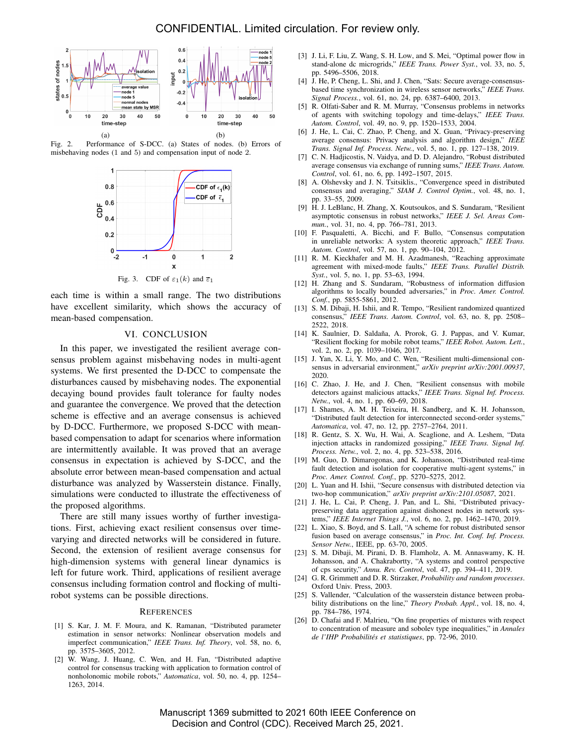2
1.5
1
0.5
0
0 10 20 30 40 50
time-step
states of nodes
isolation
average value
node 1
node 5
normal nodes
mean state by MSR

(a)

0.6
0.4
0.2
0
-0.2
-0.4
0 10 20 30 40 50
time-step
input
isolation
node 1
node 5
node 2

(b)

Fig. 2. Performance of S-DCC. (a) States of nodes. (b) Errors of misbehaving nodes (1 and 5) and compensation input of node 2.

1
0.8
0.6
0.4
0.2
0
-2 -1 0 1 2
x
CDF
CDF of $\epsilon_1(k)$
CDF of $\bar{\epsilon}_1$

Fig. 3. CDF of $\varepsilon_1(k)$ and $\overline{\varepsilon}_1$

each time is within a small range. The two distributions have excellent similarity, which shows the accuracy of mean-based compensation.

## VI. Conclusion

In this paper, we investigated the resilient average consensus problem against misbehaving nodes in multi-agent systems. We first presented the D-DCC to compensate the disturbances caused by misbehaving nodes. The exponential decaying bound provides fault tolerance for faulty nodes and guarantee the convergence. We proved that the detection scheme is effective and an average consensus is achieved by D-DCC. Furthermore, we proposed S-DCC with mean-based compensation to adapt for scenarios where information are intermittently available. It was proved that an average consensus in expectation is achieved by S-DCC, and the absolute error between mean-based compensation and actual disturbance was analyzed by Wasserstein distance. Finally, simulations were conducted to illustrate the effectiveness of the proposed algorithms.

There are still many issues worthy of further investigations. First, achieving exact resilient consensus over time-varying and directed networks will be considered in future. Second, the extension of resilient average consensus for high-dimension systems with general linear dynamics is left for future work. Third, applications of resilient average consensus including formation control and flocking of multi-robot systems can be possible directions.

## References

[1] S. Kar, J. M. F. Moura, and K. Ramanan, "Distributed parameter estimation in sensor networks: Nonlinear observation models and imperfect communication," *IEEE Trans. Inf. Theory*, vol. 58, no. 6, pp. 3575–3605, 2012.

[2] W. Wang, J. Huang, C. Wen, and H. Fan, "Distributed adaptive control for consensus tracking with application to formation control of nonholonomic mobile robots," *Automatica*, vol. 50, no. 4, pp. 1254–1263, 2014.

[3] J. Li, F. Liu, Z. Wang, S. H. Low, and S. Mei, "Optimal power flow in stand-alone dc microgrids," *IEEE Trans. Power Syst.*, vol. 33, no. 5, pp. 5496–5506, 2018.

[4] J. He, P. Cheng, L. Shi, and J. Chen, "Sats: Secure average-consensus-based time synchronization in wireless sensor networks," *IEEE Trans. Signal Process.*, vol. 61, no. 24, pp. 6387–6400, 2013.

[5] R. Olfati-Saber and R. M. Murray, "Consensus problems in networks of agents with switching topology and time-delays," *IEEE Trans. Autom. Control*, vol. 49, no. 9, pp. 1520–1533, 2004.

[6] J. He, L. Cai, C. Zhao, P. Cheng, and X. Guan, "Privacy-preserving average consensus: Privacy analysis and algorithm design," *IEEE Trans. Signal Inf. Process. Netw.*, vol. 5, no. 1, pp. 127–138, 2019.

[7] C. N. Hadjicostis, N. Vaidya, and D. D. Alejandro, "Robust distributed average consensus via exchange of running sums," *IEEE Trans. Autom. Control*, vol. 61, no. 6, pp. 1492–1507, 2015.

[8] A. Olshevsky and J. N. Tsitsiklis., "Convergence speed in distributed consensus and averaging," *SIAM J. Control Optim.*, vol. 48, no. 1, pp. 33–55, 2009.

[9] H. J. LeBlanc, H. Zhang, X. Koutsoukos, and S. Sundaram, "Resilient asymptotic consensus in robust networks," *IEEE J. Sel. Areas Commun.*, vol. 31, no. 4, pp. 766–781, 2013.

[10] F. Pasqualetti, A. Bicchi, and F. Bullo, "Consensus computation in unreliable networks: A system theoretic approach," *IEEE Trans. Autom. Control*, vol. 57, no. 1, pp. 90–104, 2012.

[11] R. M. Kieckhafer and M. H. Azadmanesh, "Reaching approximate agreement with mixed-mode faults," *IEEE Trans. Parallel Distrib. Syst.*, vol. 5, no. 1, pp. 53–63, 1994.

[12] H. Zhang and S. Sundaram, "Robustness of information diffusion algorithms to locally bounded adversaries," in *Proc. Amer. Control. Conf.*, pp. 5855-5861, 2012.

[13] S. M. Dibaji, H. Ishii, and R. Tempo, "Resilient randomized quantized consensus," *IEEE Trans. Autom. Control*, vol. 63, no. 8, pp. 2508–2522, 2018.

[14] K. Saulnier, D. Saldaña, A. Prorok, G. J. Pappas, and V. Kumar, "Resilient flocking for mobile robot teams," *IEEE Robot. Autom. Lett.*, vol. 2, no. 2, pp. 1039–1046, 2017.

[15] J. Yan, X. Li, Y. Mo, and C. Wen, "Resilient multi-dimensional consensus in adversarial environment," *arXiv preprint arXiv:2001.00937*, 2020.

[16] C. Zhao, J. He, and J. Chen, "Resilient consensus with mobile detectors against malicious attacks," *IEEE Trans. Signal Inf. Process. Netw.*, vol. 4, no. 1, pp. 60–69, 2018.

[17] I. Shames, A. M. H. Teixeira, H. Sandberg, and K. H. Johansson, "Distributed fault detection for interconnected second-order systems," *Automatica*, vol. 47, no. 12, pp. 2757–2764, 2011.

[18] R. Gentz, S. X. Wu, H. Wai, A. Scaglione, and A. Leshem, "Data injection attacks in randomized gossiping," *IEEE Trans. Signal Inf. Process. Netw.*, vol. 2, no. 4, pp. 523–538, 2016.

[19] M. Guo, D. Dimarogonas, and K. Johansson, "Distributed real-time fault detection and isolation for cooperative multi-agent systems," in *Proc. Amer. Control. Conf.*, pp. 5270–5275, 2012.

[20] L. Yuan and H. Ishii, "Secure consensus with distributed detection via two-hop communication," *arXiv preprint arXiv:2101.05087*, 2021.

[21] J. He, L. Cai, P. Cheng, J. Pan, and L. Shi, "Distributed privacy-preserving data aggregation against dishonest nodes in network systems," *IEEE Internet Things J.*, vol. 6, no. 2, pp. 1462–1470, 2019.

[22] L. Xiao, S. Boyd, and S. Lall, "A scheme for robust distributed sensor fusion based on average consensus," in *Proc. Int. Conf. Inf. Process. Sensor Netw.*, IEEE, pp. 63-70, 2005.

[23] S. M. Dibaji, M. Pirani, D. B. Flamholz, A. M. Annaswamy, K. H. Johansson, and A. Chakrabortty, "A systems and control perspective of cps security," *Annu. Rev. Control*, vol. 47, pp. 394–411, 2019.

[24] G. R. Grimmett and D. R. Stirzaker, *Probability and random processes*. Oxford Univ. Press, 2003.

[25] S. Vallender, "Calculation of the wasserstein distance between probability distributions on the line," *Theory Probab. Appl.*, vol. 18, no. 4, pp. 784–786, 1974.

[26] D. Chafaï and F. Malrieu, "On fine properties of mixtures with respect to concentration of measure and sobolev type inequalities," in *Annales de l'IHP Probabilités et statistiques*, pp. 72-96, 2010.